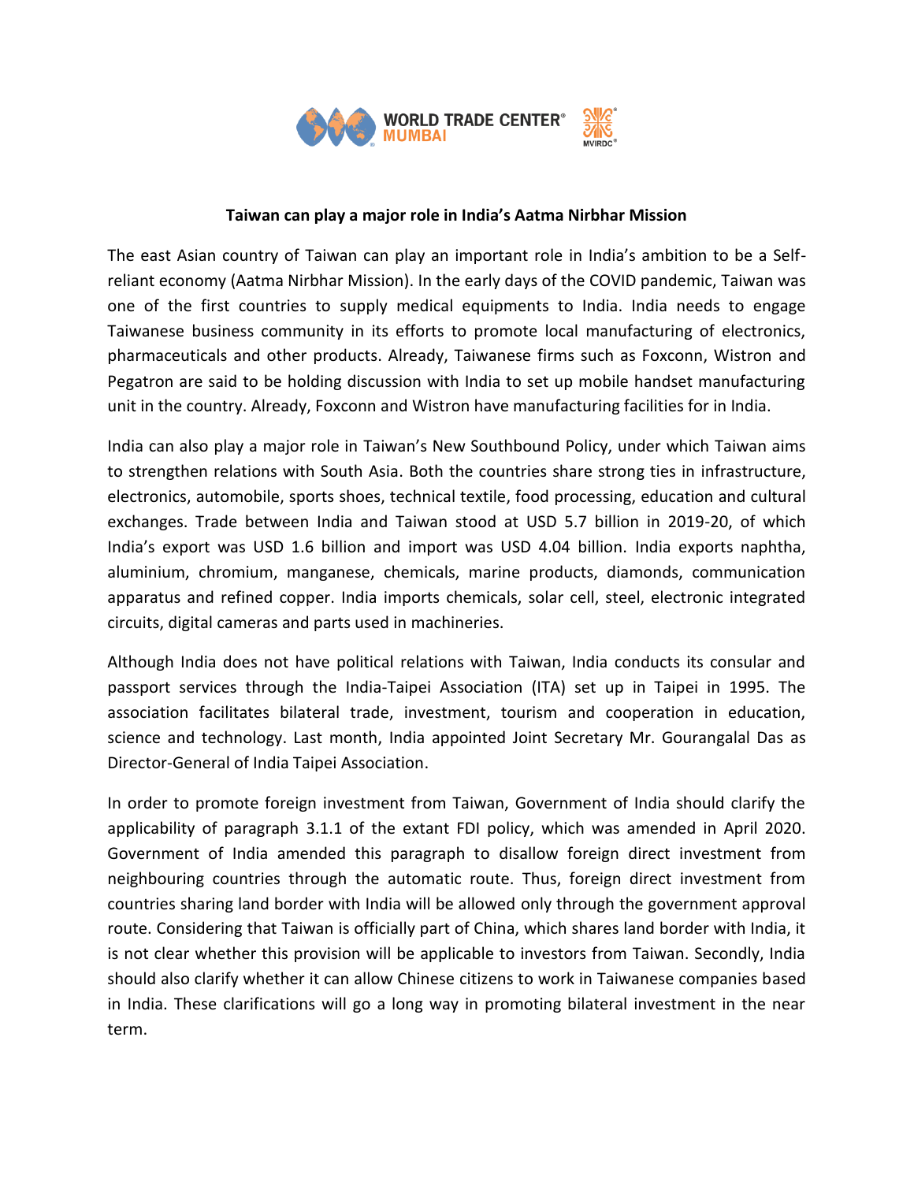WORLD TRADE CENTER®
MUMBAI

MVIRDC®

**Taiwan can play a major role in India's Aatma Nirbhar Mission**

The east Asian country of Taiwan can play an important role in India's ambition to be a Self-reliant economy (Aatma Nirbhar Mission). In the early days of the COVID pandemic, Taiwan was one of the first countries to supply medical equipments to India. India needs to engage Taiwanese business community in its efforts to promote local manufacturing of electronics, pharmaceuticals and other products. Already, Taiwanese firms such as Foxconn, Wistron and Pegatron are said to be holding discussion with India to set up mobile handset manufacturing unit in the country. Already, Foxconn and Wistron have manufacturing facilities for in India.

India can also play a major role in Taiwan's New Southbound Policy, under which Taiwan aims to strengthen relations with South Asia. Both the countries share strong ties in infrastructure, electronics, automobile, sports shoes, technical textile, food processing, education and cultural exchanges. Trade between India and Taiwan stood at USD 5.7 billion in 2019-20, of which India's export was USD 1.6 billion and import was USD 4.04 billion. India exports naphtha, aluminium, chromium, manganese, chemicals, marine products, diamonds, communication apparatus and refined copper. India imports chemicals, solar cell, steel, electronic integrated circuits, digital cameras and parts used in machineries.

Although India does not have political relations with Taiwan, India conducts its consular and passport services through the India-Taipei Association (ITA) set up in Taipei in 1995. The association facilitates bilateral trade, investment, tourism and cooperation in education, science and technology. Last month, India appointed Joint Secretary Mr. Gourangalal Das as Director-General of India Taipei Association.

In order to promote foreign investment from Taiwan, Government of India should clarify the applicability of paragraph 3.1.1 of the extant FDI policy, which was amended in April 2020. Government of India amended this paragraph to disallow foreign direct investment from neighbouring countries through the automatic route. Thus, foreign direct investment from countries sharing land border with India will be allowed only through the government approval route. Considering that Taiwan is officially part of China, which shares land border with India, it is not clear whether this provision will be applicable to investors from Taiwan. Secondly, India should also clarify whether it can allow Chinese citizens to work in Taiwanese companies based in India. These clarifications will go a long way in promoting bilateral investment in the near term.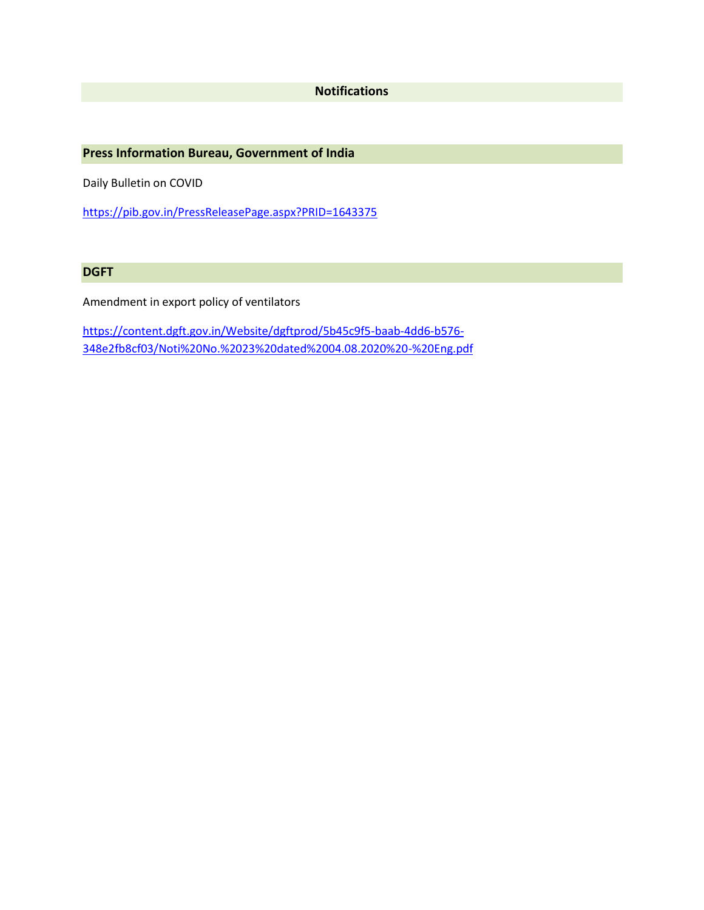## Notifications

### Press Information Bureau, Government of India

Daily Bulletin on COVID

https://pib.gov.in/PressReleasePage.aspx?PRID=1643375

### DGFT

Amendment in export policy of ventilators

https://content.dgft.gov.in/Website/dgftprod/5b45c9f5-baab-4dd6-b576-348e2fb8cf03/Noti%20No.%2023%20dated%2004.08.2020%20-%20Eng.pdf